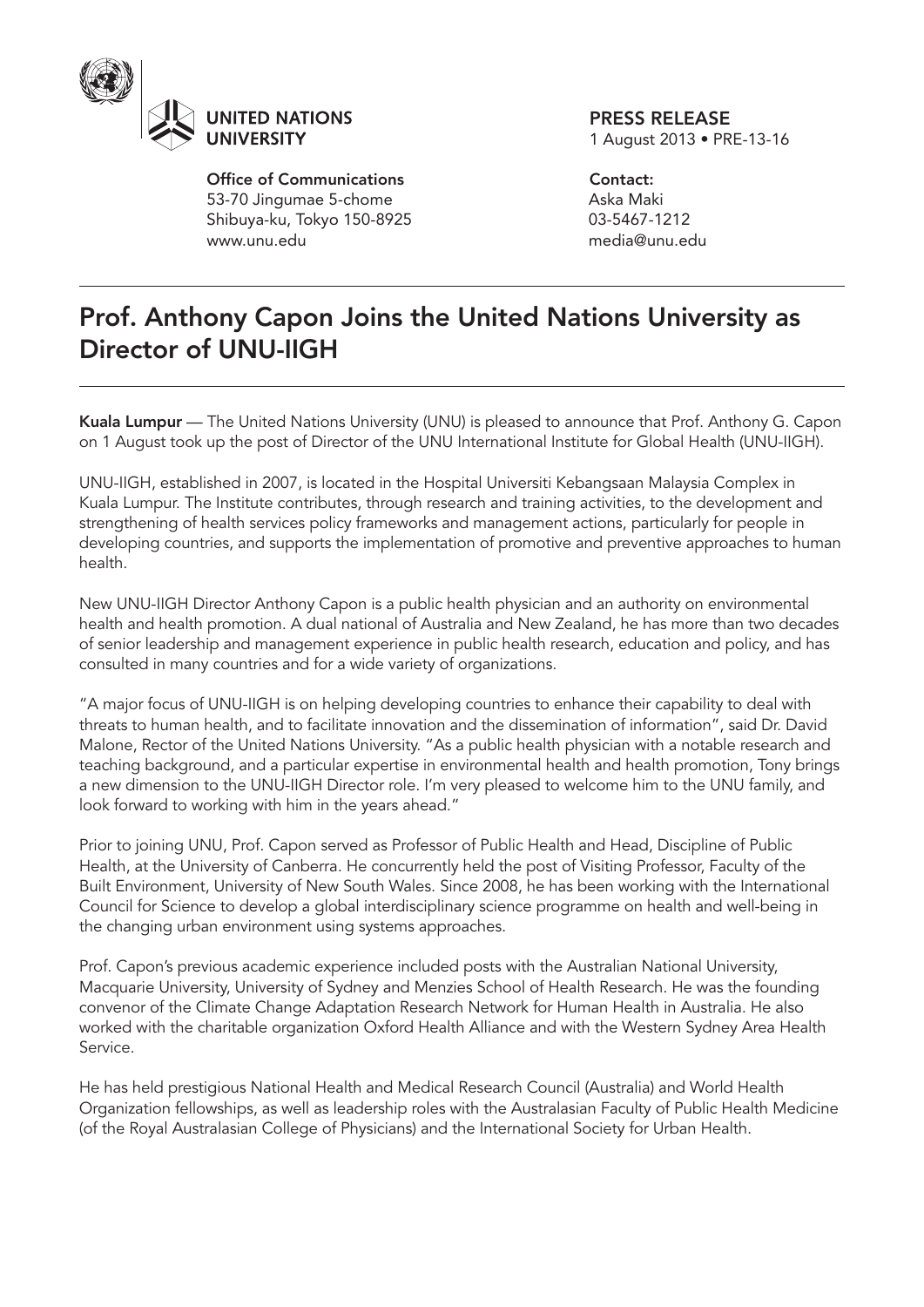**UNITED NATIONS UNIVERSITY**

**Office of Communications**
53-70 Jingumae 5-chome
Shibuya-ku, Tokyo 150-8925
www.unu.edu

**PRESS RELEASE**
1 August 2013 • PRE-13-16

**Contact:**
Aska Maki
03-5467-1212
media@unu.edu

# Prof. Anthony Capon Joins the United Nations University as Director of UNU-IIGH

**Kuala Lumpur** — The United Nations University (UNU) is pleased to announce that Prof. Anthony G. Capon on 1 August took up the post of Director of the UNU International Institute for Global Health (UNU-IIGH).

UNU-IIGH, established in 2007, is located in the Hospital Universiti Kebangsaan Malaysia Complex in Kuala Lumpur. The Institute contributes, through research and training activities, to the development and strengthening of health services policy frameworks and management actions, particularly for people in developing countries, and supports the implementation of promotive and preventive approaches to human health.

New UNU-IIGH Director Anthony Capon is a public health physician and an authority on environmental health and health promotion. A dual national of Australia and New Zealand, he has more than two decades of senior leadership and management experience in public health research, education and policy, and has consulted in many countries and for a wide variety of organizations.

"A major focus of UNU-IIGH is on helping developing countries to enhance their capability to deal with threats to human health, and to facilitate innovation and the dissemination of information", said Dr. David Malone, Rector of the United Nations University. "As a public health physician with a notable research and teaching background, and a particular expertise in environmental health and health promotion, Tony brings a new dimension to the UNU-IIGH Director role. I'm very pleased to welcome him to the UNU family, and look forward to working with him in the years ahead."

Prior to joining UNU, Prof. Capon served as Professor of Public Health and Head, Discipline of Public Health, at the University of Canberra. He concurrently held the post of Visiting Professor, Faculty of the Built Environment, University of New South Wales. Since 2008, he has been working with the International Council for Science to develop a global interdisciplinary science programme on health and well-being in the changing urban environment using systems approaches.

Prof. Capon's previous academic experience included posts with the Australian National University, Macquarie University, University of Sydney and Menzies School of Health Research. He was the founding convenor of the Climate Change Adaptation Research Network for Human Health in Australia. He also worked with the charitable organization Oxford Health Alliance and with the Western Sydney Area Health Service.

He has held prestigious National Health and Medical Research Council (Australia) and World Health Organization fellowships, as well as leadership roles with the Australasian Faculty of Public Health Medicine (of the Royal Australasian College of Physicians) and the International Society for Urban Health.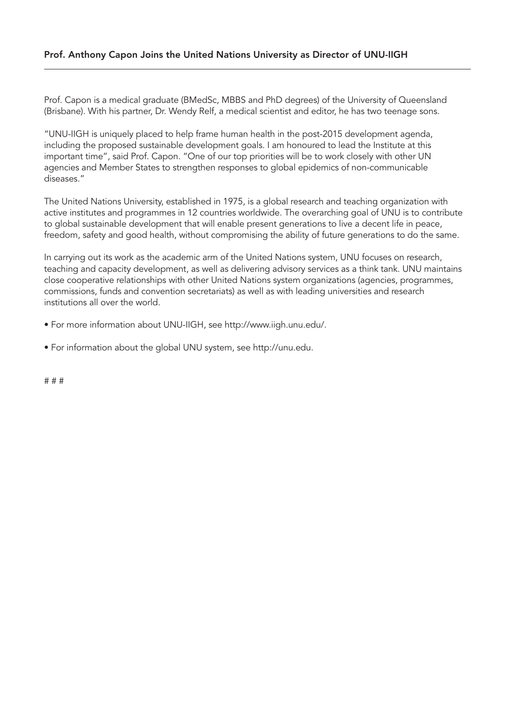Prof. Capon is a medical graduate (BMedSc, MBBS and PhD degrees) of the University of Queensland (Brisbane). With his partner, Dr. Wendy Relf, a medical scientist and editor, he has two teenage sons.

"UNU-IIGH is uniquely placed to help frame human health in the post-2015 development agenda, including the proposed sustainable development goals. I am honoured to lead the Institute at this important time", said Prof. Capon. "One of our top priorities will be to work closely with other UN agencies and Member States to strengthen responses to global epidemics of non-communicable diseases."

The United Nations University, established in 1975, is a global research and teaching organization with active institutes and programmes in 12 countries worldwide. The overarching goal of UNU is to contribute to global sustainable development that will enable present generations to live a decent life in peace, freedom, safety and good health, without compromising the ability of future generations to do the same.

In carrying out its work as the academic arm of the United Nations system, UNU focuses on research, teaching and capacity development, as well as delivering advisory services as a think tank. UNU maintains close cooperative relationships with other United Nations system organizations (agencies, programmes, commissions, funds and convention secretariats) as well as with leading universities and research institutions all over the world.

- For more information about UNU-IIGH, see http://www.iigh.unu.edu/.

- For information about the global UNU system, see http://unu.edu.

# # #